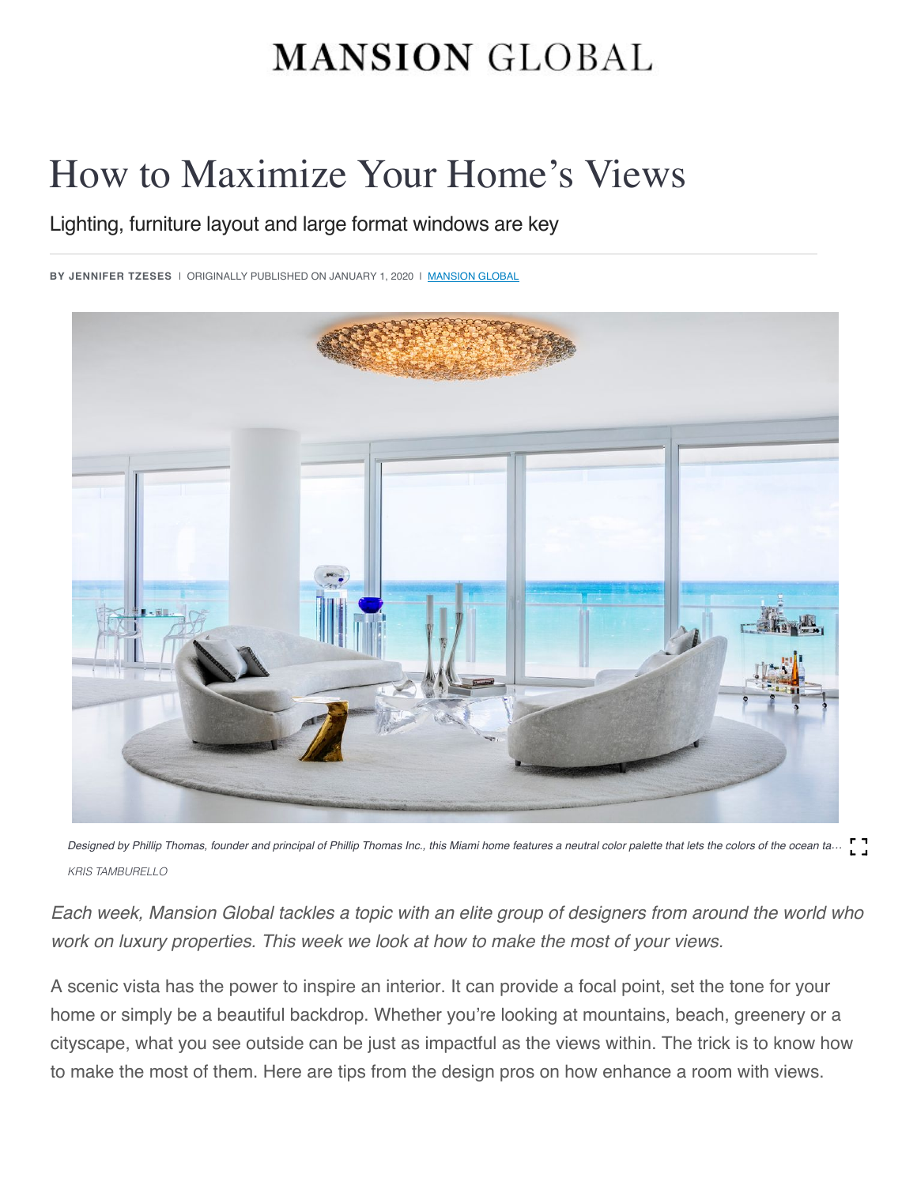# MANSION GLOBAL

# How to Maximize Your Home's Views

## Lighting, furniture layout and large format windows are key

**BY JENNIFER TZESES** | ORIGINALLY PUBLISHED ON JANUARY 1, 2020 | MANSION GLOBAL

*Designed by Phillip Thomas, founder and principal of Phillip Thomas Inc., this Miami home features a neutral color palette that lets the colors of the ocean ta…*

*KRIS TAMBURELLO*

*Each week, Mansion Global tackles a topic with an elite group of designers from around the world who work on luxury properties. This week we look at how to make the most of your views.*

A scenic vista has the power to inspire an interior. It can provide a focal point, set the tone for your home or simply be a beautiful backdrop. Whether you're looking at mountains, beach, greenery or a cityscape, what you see outside can be just as impactful as the views within. The trick is to know how to make the most of them. Here are tips from the design pros on how enhance a room with views.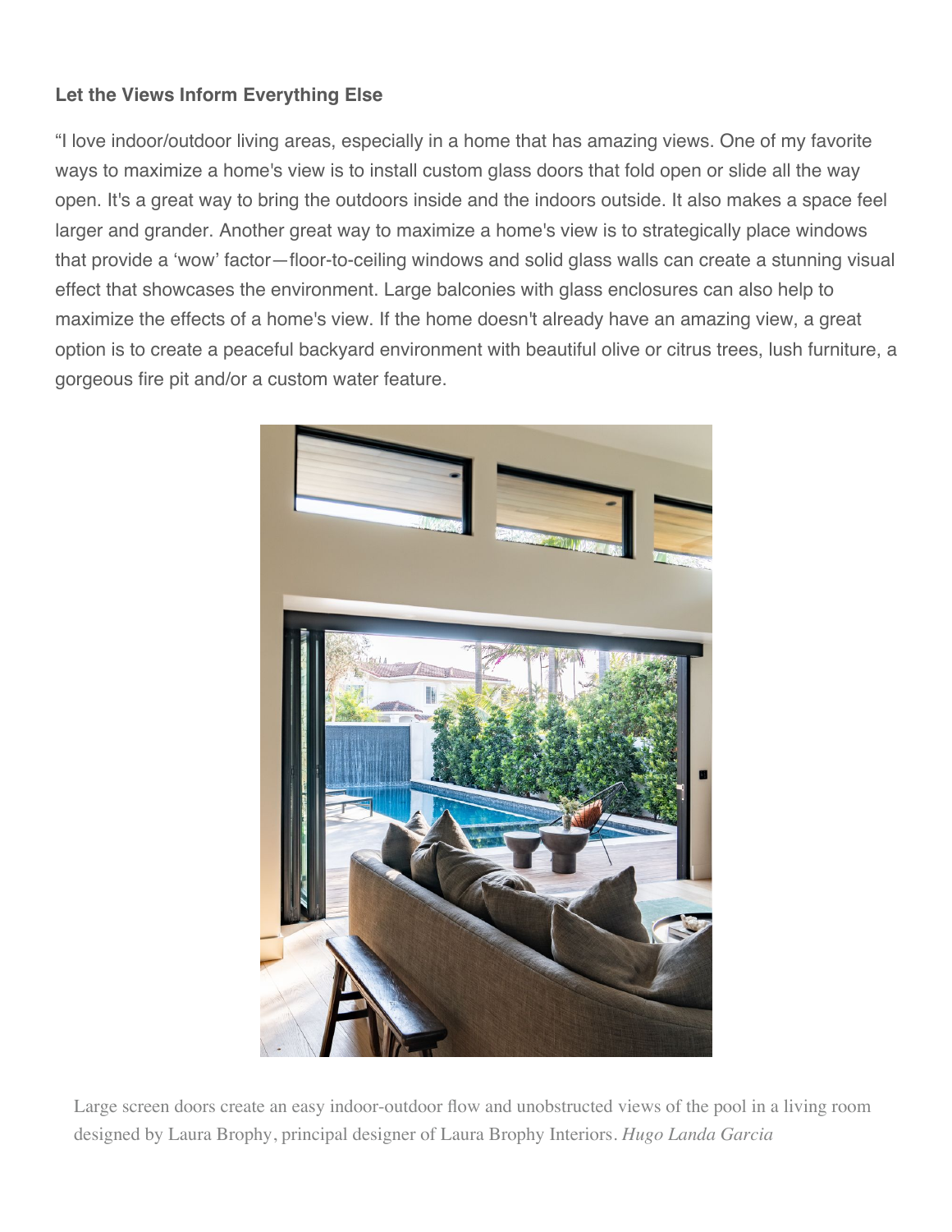**Let the Views Inform Everything Else**

“I love indoor/outdoor living areas, especially in a home that has amazing views. One of my favorite ways to maximize a home's view is to install custom glass doors that fold open or slide all the way open. It's a great way to bring the outdoors inside and the indoors outside. It also makes a space feel larger and grander. Another great way to maximize a home's view is to strategically place windows that provide a ‘wow’ factor—floor-to-ceiling windows and solid glass walls can create a stunning visual effect that showcases the environment. Large balconies with glass enclosures can also help to maximize the effects of a home's view. If the home doesn't already have an amazing view, a great option is to create a peaceful backyard environment with beautiful olive or citrus trees, lush furniture, a gorgeous fire pit and/or a custom water feature.

Large screen doors create an easy indoor-outdoor flow and unobstructed views of the pool in a living room designed by Laura Brophy, principal designer of Laura Brophy Interiors. *Hugo Landa Garcia*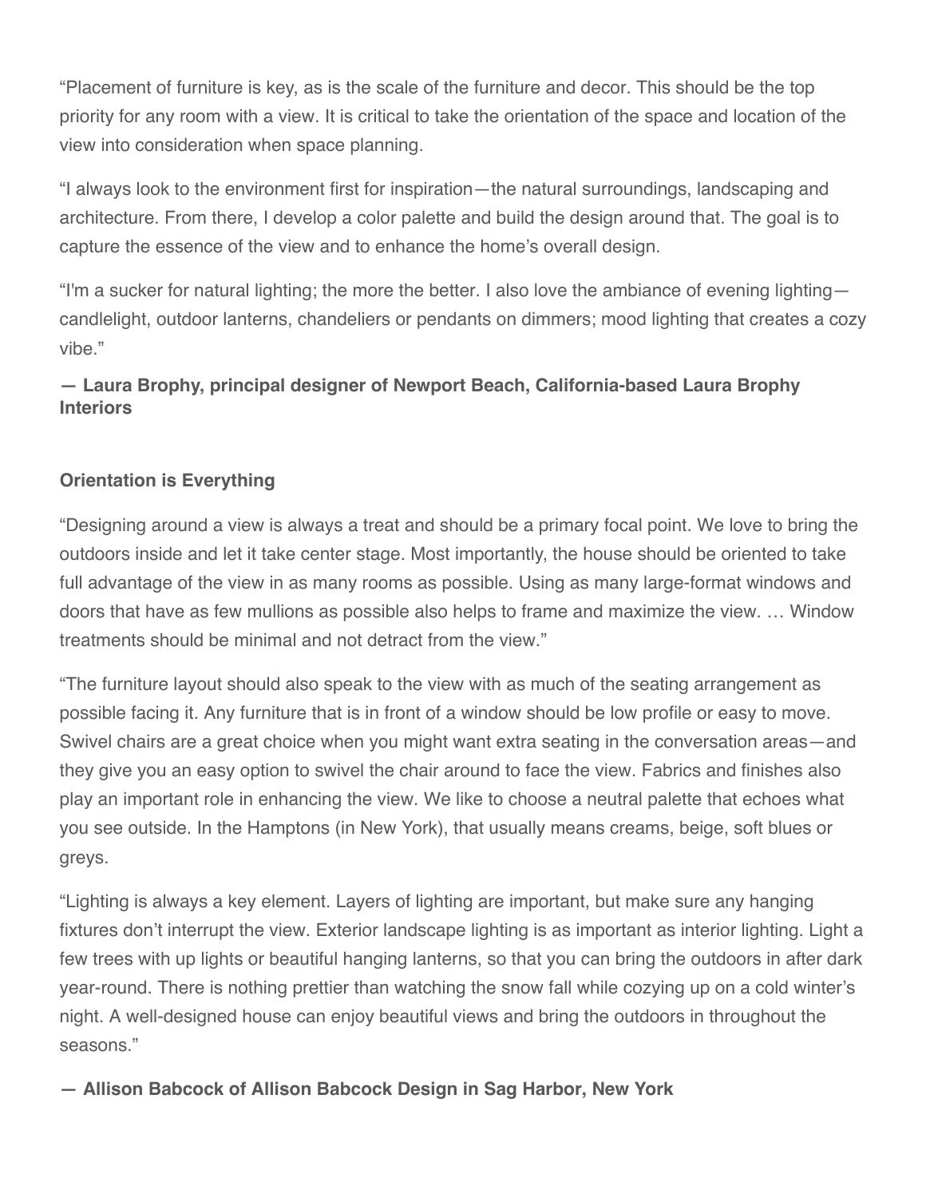"Placement of furniture is key, as is the scale of the furniture and decor. This should be the top priority for any room with a view. It is critical to take the orientation of the space and location of the view into consideration when space planning.

"I always look to the environment first for inspiration—the natural surroundings, landscaping and architecture. From there, I develop a color palette and build the design around that. The goal is to capture the essence of the view and to enhance the home's overall design.

"I'm a sucker for natural lighting; the more the better. I also love the ambiance of evening lighting—candlelight, outdoor lanterns, chandeliers or pendants on dimmers; mood lighting that creates a cozy vibe."

**— Laura Brophy, principal designer of Newport Beach, California-based Laura Brophy Interiors**

**Orientation is Everything**

"Designing around a view is always a treat and should be a primary focal point. We love to bring the outdoors inside and let it take center stage. Most importantly, the house should be oriented to take full advantage of the view in as many rooms as possible. Using as many large-format windows and doors that have as few mullions as possible also helps to frame and maximize the view. … Window treatments should be minimal and not detract from the view."

"The furniture layout should also speak to the view with as much of the seating arrangement as possible facing it. Any furniture that is in front of a window should be low profile or easy to move. Swivel chairs are a great choice when you might want extra seating in the conversation areas—and they give you an easy option to swivel the chair around to face the view. Fabrics and finishes also play an important role in enhancing the view. We like to choose a neutral palette that echoes what you see outside. In the Hamptons (in New York), that usually means creams, beige, soft blues or greys.

"Lighting is always a key element. Layers of lighting are important, but make sure any hanging fixtures don't interrupt the view. Exterior landscape lighting is as important as interior lighting. Light a few trees with up lights or beautiful hanging lanterns, so that you can bring the outdoors in after dark year-round. There is nothing prettier than watching the snow fall while cozying up on a cold winter's night. A well-designed house can enjoy beautiful views and bring the outdoors in throughout the seasons."

**— Allison Babcock of Allison Babcock Design in Sag Harbor, New York**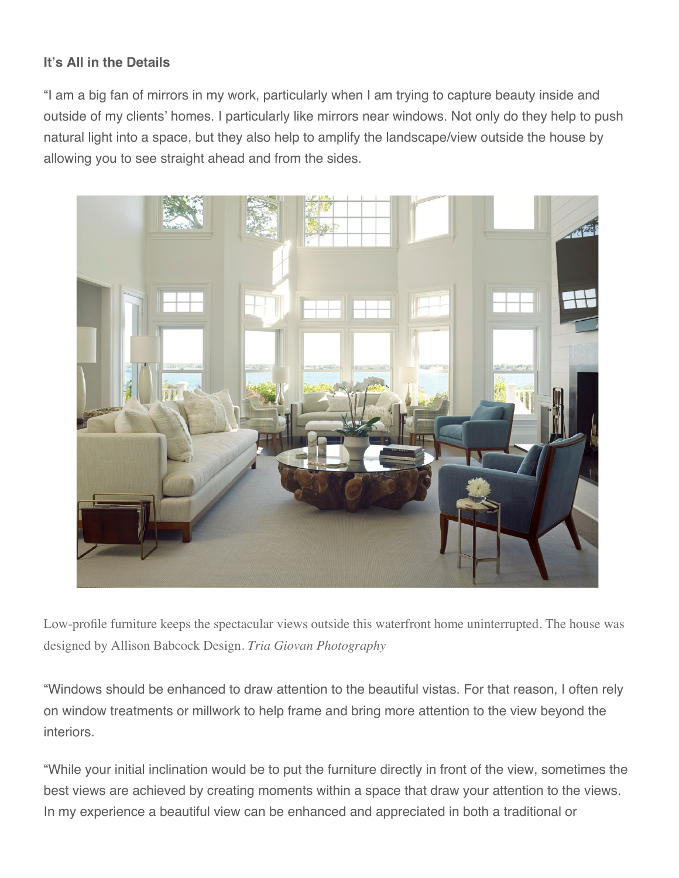### It's All in the Details

"I am a big fan of mirrors in my work, particularly when I am trying to capture beauty inside and outside of my clients' homes. I particularly like mirrors near windows. Not only do they help to push natural light into a space, but they also help to amplify the landscape/view outside the house by allowing you to see straight ahead and from the sides.

Low-profile furniture keeps the spectacular views outside this waterfront home uninterrupted. The house was designed by Allison Babcock Design. *Tria Giovan Photography*

"Windows should be enhanced to draw attention to the beautiful vistas. For that reason, I often rely on window treatments or millwork to help frame and bring more attention to the view beyond the interiors.

"While your initial inclination would be to put the furniture directly in front of the view, sometimes the best views are achieved by creating moments within a space that draw your attention to the views. In my experience a beautiful view can be enhanced and appreciated in both a traditional or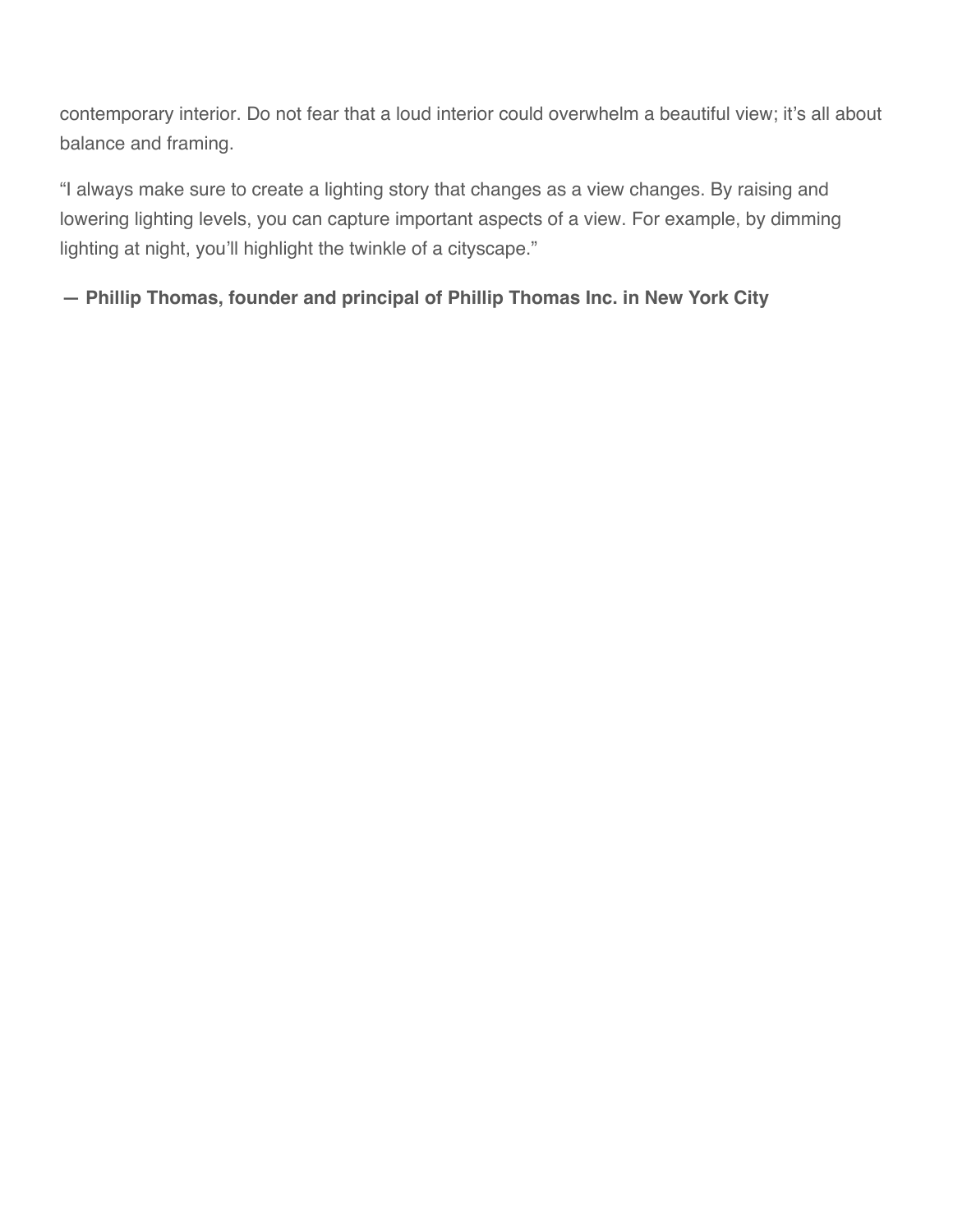contemporary interior. Do not fear that a loud interior could overwhelm a beautiful view; it's all about balance and framing.

"I always make sure to create a lighting story that changes as a view changes. By raising and lowering lighting levels, you can capture important aspects of a view. For example, by dimming lighting at night, you'll highlight the twinkle of a cityscape."

**— Phillip Thomas, founder and principal of Phillip Thomas Inc. in New York City**